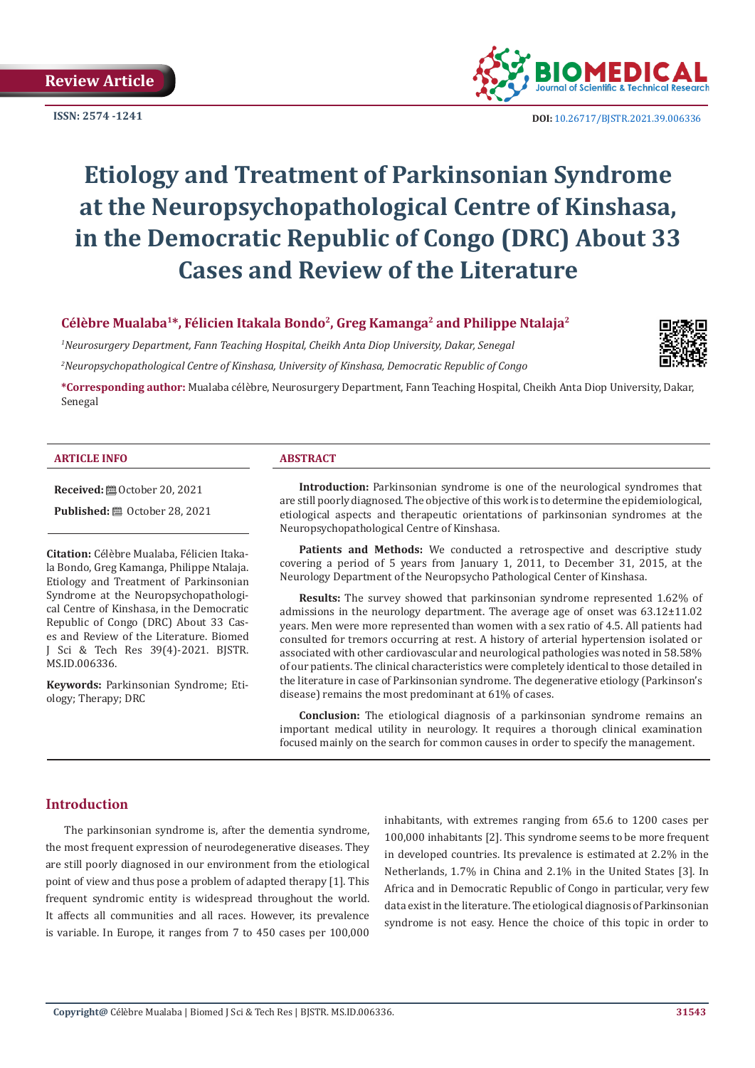Review Article

ISSN: 2574 -1241

DOI: 10.26717/BJSTR.2021.39.006336

# Etiology and Treatment of Parkinsonian Syndrome at the Neuropsychopathological Centre of Kinshasa, in the Democratic Republic of Congo (DRC) About 33 Cases and Review of the Literature

**Célèbre Mualaba[1]\*, Félicien Itakala Bondo[2], Greg Kamanga[2] and Philippe Ntalaja[2]**

*[1]Neurosurgery Department, Fann Teaching Hospital, Cheikh Anta Diop University, Dakar, Senegal*

*[2]Neuropsychopathological Centre of Kinshasa, University of Kinshasa, Democratic Republic of Congo*

**\*Corresponding author:** Mualaba célèbre, Neurosurgery Department, Fann Teaching Hospital, Cheikh Anta Diop University, Dakar, Senegal

### ARTICLE INFO

**Received:** October 20, 2021

**Published:** October 28, 2021

**Citation:** Célèbre Mualaba, Félicien Itakala Bondo, Greg Kamanga, Philippe Ntalaja. Etiology and Treatment of Parkinsonian Syndrome at the Neuropsychopathological Centre of Kinshasa, in the Democratic Republic of Congo (DRC) About 33 Cases and Review of the Literature. Biomed J Sci & Tech Res 39(4)-2021. BJSTR. MS.ID.006336.

**Keywords:** Parkinsonian Syndrome; Etiology; Therapy; DRC

### ABSTRACT

**Introduction:** Parkinsonian syndrome is one of the neurological syndromes that are still poorly diagnosed. The objective of this work is to determine the epidemiological, etiological aspects and therapeutic orientations of parkinsonian syndromes at the Neuropsychopathological Centre of Kinshasa.

**Patients and Methods:** We conducted a retrospective and descriptive study covering a period of 5 years from January 1, 2011, to December 31, 2015, at the Neurology Department of the Neuropsycho Pathological Center of Kinshasa.

**Results:** The survey showed that parkinsonian syndrome represented 1.62% of admissions in the neurology department. The average age of onset was 63.12±11.02 years. Men were more represented than women with a sex ratio of 4.5. All patients had consulted for tremors occurring at rest. A history of arterial hypertension isolated or associated with other cardiovascular and neurological pathologies was noted in 58.58% of our patients. The clinical characteristics were completely identical to those detailed in the literature in case of Parkinsonian syndrome. The degenerative etiology (Parkinson's disease) remains the most predominant at 61% of cases.

**Conclusion:** The etiological diagnosis of a parkinsonian syndrome remains an important medical utility in neurology. It requires a thorough clinical examination focused mainly on the search for common causes in order to specify the management.

## Introduction

The parkinsonian syndrome is, after the dementia syndrome, the most frequent expression of neurodegenerative diseases. They are still poorly diagnosed in our environment from the etiological point of view and thus pose a problem of adapted therapy [1]. This frequent syndromic entity is widespread throughout the world. It affects all communities and all races. However, its prevalence is variable. In Europe, it ranges from 7 to 450 cases per 100,000 inhabitants, with extremes ranging from 65.6 to 1200 cases per 100,000 inhabitants [2]. This syndrome seems to be more frequent in developed countries. Its prevalence is estimated at 2.2% in the Netherlands, 1.7% in China and 2.1% in the United States [3]. In Africa and in Democratic Republic of Congo in particular, very few data exist in the literature. The etiological diagnosis of Parkinsonian syndrome is not easy. Hence the choice of this topic in order to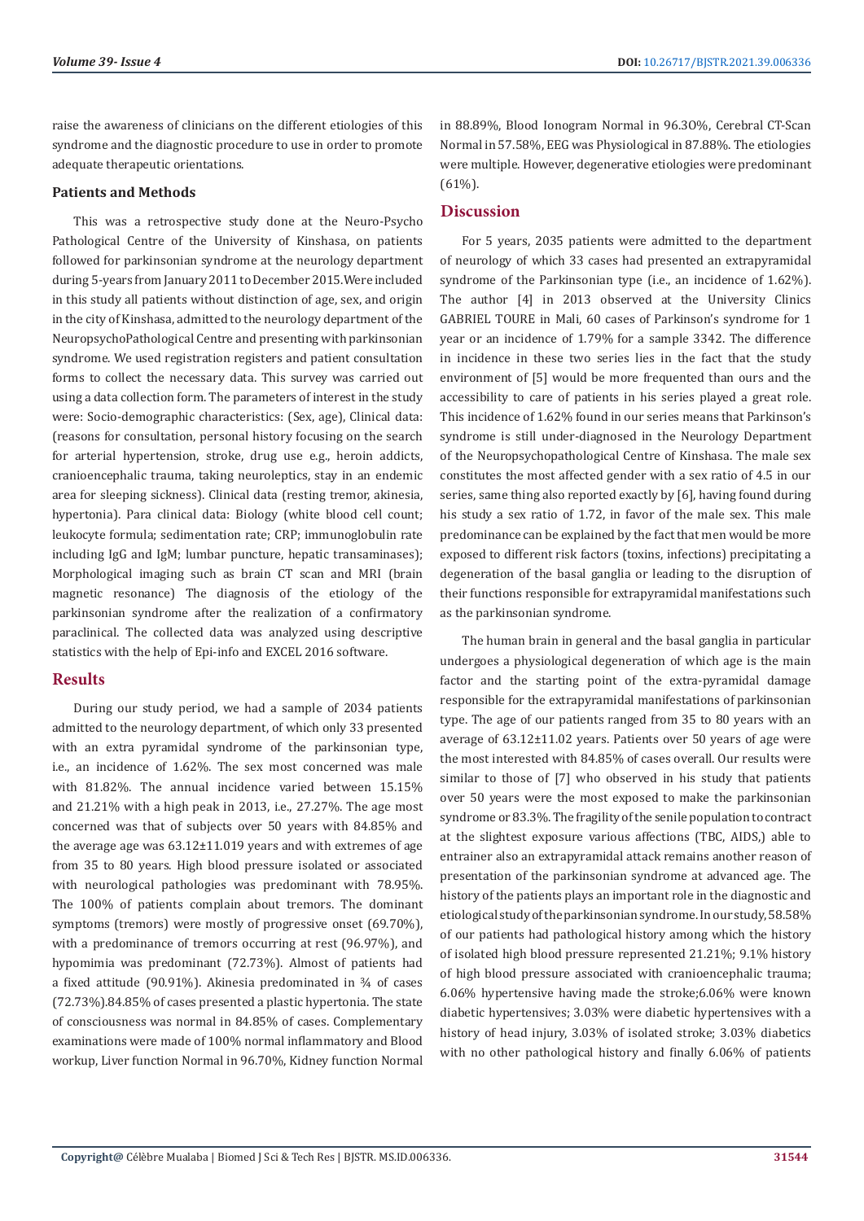raise the awareness of clinicians on the different etiologies of this syndrome and the diagnostic procedure to use in order to promote adequate therapeutic orientations.

### Patients and Methods

This was a retrospective study done at the Neuro-Psycho Pathological Centre of the University of Kinshasa, on patients followed for parkinsonian syndrome at the neurology department during 5-years from January 2011 to December 2015. Were included in this study all patients without distinction of age, sex, and origin in the city of Kinshasa, admitted to the neurology department of the NeuropsychoPathological Centre and presenting with parkinsonian syndrome. We used registration registers and patient consultation forms to collect the necessary data. This survey was carried out using a data collection form. The parameters of interest in the study were: Socio-demographic characteristics: (Sex, age), Clinical data: (reasons for consultation, personal history focusing on the search for arterial hypertension, stroke, drug use e.g., heroin addicts, cranioencephalic trauma, taking neuroleptics, stay in an endemic area for sleeping sickness). Clinical data (resting tremor, akinesia, hypertonia). Para clinical data: Biology (white blood cell count; leukocyte formula; sedimentation rate; CRP; immunoglobulin rate including IgG and IgM; lumbar puncture, hepatic transaminases); Morphological imaging such as brain CT scan and MRI (brain magnetic resonance) The diagnosis of the etiology of the parkinsonian syndrome after the realization of a confirmatory paraclinical. The collected data was analyzed using descriptive statistics with the help of Epi-info and EXCEL 2016 software.

## Results

During our study period, we had a sample of 2034 patients admitted to the neurology department, of which only 33 presented with an extra pyramidal syndrome of the parkinsonian type, i.e., an incidence of 1.62%. The sex most concerned was male with 81.82%. The annual incidence varied between 15.15% and 21.21% with a high peak in 2013, i.e., 27.27%. The age most concerned was that of subjects over 50 years with 84.85% and the average age was 63.12±11.019 years and with extremes of age from 35 to 80 years. High blood pressure isolated or associated with neurological pathologies was predominant with 78.95%. The 100% of patients complain about tremors. The dominant symptoms (tremors) were mostly of progressive onset (69.70%), with a predominance of tremors occurring at rest (96.97%), and hypomimia was predominant (72.73%). Almost of patients had a fixed attitude (90.91%). Akinesia predominated in ¾ of cases (72.73%).84.85% of cases presented a plastic hypertonia. The state of consciousness was normal in 84.85% of cases. Complementary examinations were made of 100% normal inflammatory and Blood workup, Liver function Normal in 96.70%, Kidney function Normal in 88.89%, Blood Ionogram Normal in 96.3O%, Cerebral CT-Scan Normal in 57.58%, EEG was Physiological in 87.88%. The etiologies were multiple. However, degenerative etiologies were predominant (61%).

## Discussion

For 5 years, 2035 patients were admitted to the department of neurology of which 33 cases had presented an extrapyramidal syndrome of the Parkinsonian type (i.e., an incidence of 1.62%). The author [4] in 2013 observed at the University Clinics GABRIEL TOURE in Mali, 60 cases of Parkinson's syndrome for 1 year or an incidence of 1.79% for a sample 3342. The difference in incidence in these two series lies in the fact that the study environment of [5] would be more frequented than ours and the accessibility to care of patients in his series played a great role. This incidence of 1.62% found in our series means that Parkinson's syndrome is still under-diagnosed in the Neurology Department of the Neuropsychopathological Centre of Kinshasa. The male sex constitutes the most affected gender with a sex ratio of 4.5 in our series, same thing also reported exactly by [6], having found during his study a sex ratio of 1.72, in favor of the male sex. This male predominance can be explained by the fact that men would be more exposed to different risk factors (toxins, infections) precipitating a degeneration of the basal ganglia or leading to the disruption of their functions responsible for extrapyramidal manifestations such as the parkinsonian syndrome.

The human brain in general and the basal ganglia in particular undergoes a physiological degeneration of which age is the main factor and the starting point of the extra-pyramidal damage responsible for the extrapyramidal manifestations of parkinsonian type. The age of our patients ranged from 35 to 80 years with an average of 63.12±11.02 years. Patients over 50 years of age were the most interested with 84.85% of cases overall. Our results were similar to those of [7] who observed in his study that patients over 50 years were the most exposed to make the parkinsonian syndrome or 83.3%. The fragility of the senile population to contract at the slightest exposure various affections (TBC, AIDS,) able to entrainer also an extrapyramidal attack remains another reason of presentation of the parkinsonian syndrome at advanced age. The history of the patients plays an important role in the diagnostic and etiological study of the parkinsonian syndrome. In our study, 58.58% of our patients had pathological history among which the history of isolated high blood pressure represented 21.21%; 9.1% history of high blood pressure associated with cranioencephalic trauma; 6.06% hypertensive having made the stroke;6.06% were known diabetic hypertensives; 3.03% were diabetic hypertensives with a history of head injury, 3.03% of isolated stroke; 3.03% diabetics with no other pathological history and finally 6.06% of patients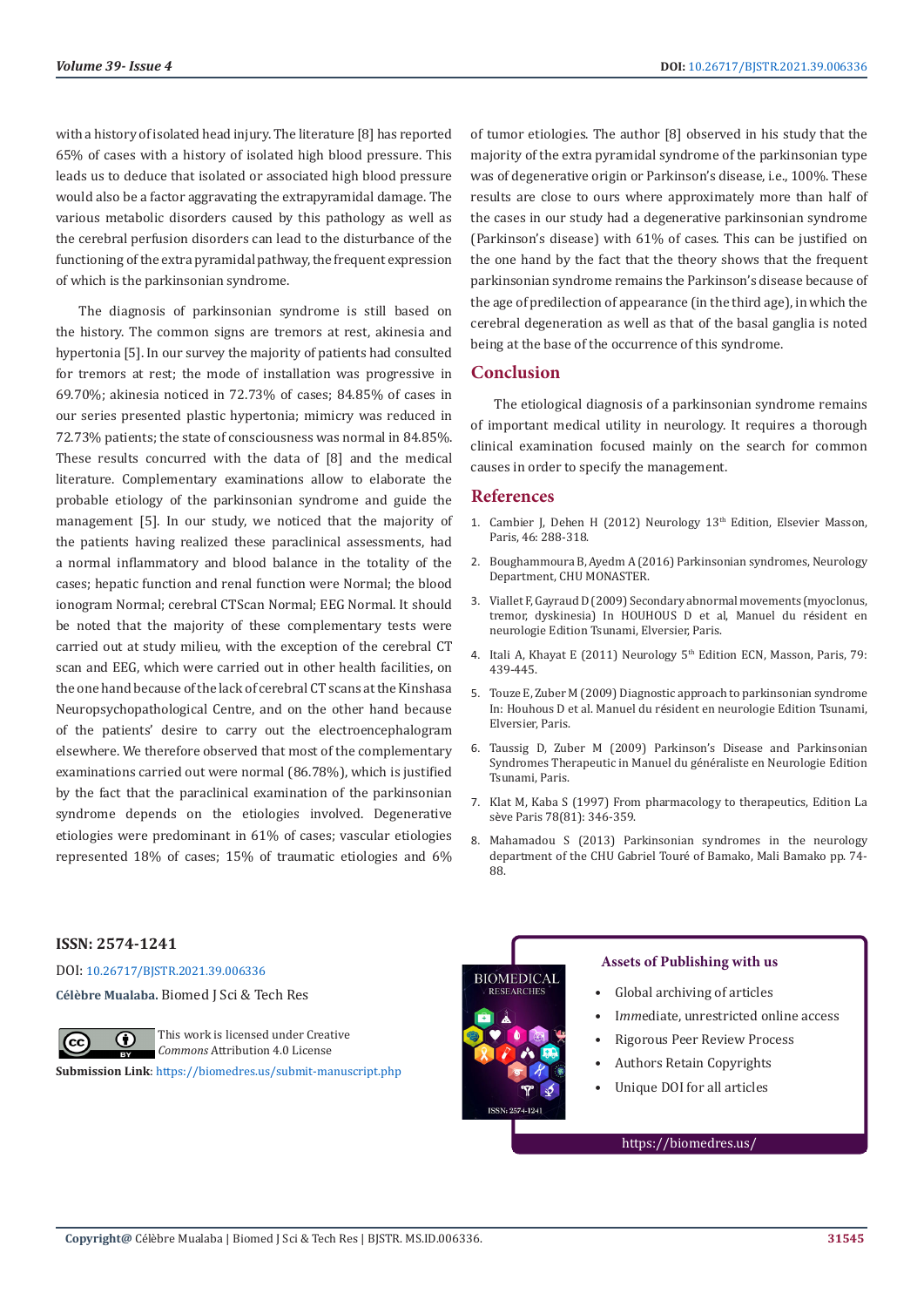with a history of isolated head injury. The literature [8] has reported 65% of cases with a history of isolated high blood pressure. This leads us to deduce that isolated or associated high blood pressure would also be a factor aggravating the extrapyramidal damage. The various metabolic disorders caused by this pathology as well as the cerebral perfusion disorders can lead to the disturbance of the functioning of the extra pyramidal pathway, the frequent expression of which is the parkinsonian syndrome.

The diagnosis of parkinsonian syndrome is still based on the history. The common signs are tremors at rest, akinesia and hypertonia [5]. In our survey the majority of patients had consulted for tremors at rest; the mode of installation was progressive in 69.70%; akinesia noticed in 72.73% of cases; 84.85% of cases in our series presented plastic hypertonia; mimicry was reduced in 72.73% patients; the state of consciousness was normal in 84.85%. These results concurred with the data of [8] and the medical literature. Complementary examinations allow to elaborate the probable etiology of the parkinsonian syndrome and guide the management [5]. In our study, we noticed that the majority of the patients having realized these paraclinical assessments, had a normal inflammatory and blood balance in the totality of the cases; hepatic function and renal function were Normal; the blood ionogram Normal; cerebral CTScan Normal; EEG Normal. It should be noted that the majority of these complementary tests were carried out at study milieu, with the exception of the cerebral CT scan and EEG, which were carried out in other health facilities, on the one hand because of the lack of cerebral CT scans at the Kinshasa Neuropsychopathological Centre, and on the other hand because of the patients' desire to carry out the electroencephalogram elsewhere. We therefore observed that most of the complementary examinations carried out were normal (86.78%), which is justified by the fact that the paraclinical examination of the parkinsonian syndrome depends on the etiologies involved. Degenerative etiologies were predominant in 61% of cases; vascular etiologies represented 18% of cases; 15% of traumatic etiologies and 6% of tumor etiologies. The author [8] observed in his study that the majority of the extra pyramidal syndrome of the parkinsonian type was of degenerative origin or Parkinson's disease, i.e., 100%. These results are close to ours where approximately more than half of the cases in our study had a degenerative parkinsonian syndrome (Parkinson's disease) with 61% of cases. This can be justified on the one hand by the fact that the theory shows that the frequent parkinsonian syndrome remains the Parkinson's disease because of the age of predilection of appearance (in the third age), in which the cerebral degeneration as well as that of the basal ganglia is noted being at the base of the occurrence of this syndrome.

## Conclusion

The etiological diagnosis of a parkinsonian syndrome remains of important medical utility in neurology. It requires a thorough clinical examination focused mainly on the search for common causes in order to specify the management.

## References

1. Cambier J, Dehen H (2012) Neurology 13th Edition, Elsevier Masson, Paris, 46: 288-318.
2. Boughammoura B, Ayedm A (2016) Parkinsonian syndromes, Neurology Department, CHU MONASTER.
3. Viallet F, Gayraud D (2009) Secondary abnormal movements (myoclonus, tremor, dyskinesia) In HOUHOUS D et al, Manuel du résident en neurologie Edition Tsunami, Elversier, Paris.
4. Itali A, Khayat E (2011) Neurology 5th Edition ECN, Masson, Paris, 79: 439-445.
5. Touze E, Zuber M (2009) Diagnostic approach to parkinsonian syndrome In: Houhous D et al. Manuel du résident en neurologie Edition Tsunami, Elversier, Paris.
6. Taussig D, Zuber M (2009) Parkinson's Disease and Parkinsonian Syndromes Therapeutic in Manuel du généraliste en Neurologie Edition Tsunami, Paris.
7. Klat M, Kaba S (1997) From pharmacology to therapeutics, Edition La sève Paris 78(81): 346-359.
8. Mahamadou S (2013) Parkinsonian syndromes in the neurology department of the CHU Gabriel Touré of Bamako, Mali Bamako pp. 74-88.

**ISSN: 2574-1241**

DOI: 10.26717/BJSTR.2021.39.006336

**Célèbre Mualaba.** Biomed J Sci & Tech Res

This work is licensed under Creative *Commons* Attribution 4.0 License

**Submission Link**: https://biomedres.us/submit-manuscript.php

**Assets of Publishing with us**

- Global archiving of articles
- Immediate, unrestricted online access
- Rigorous Peer Review Process
- Authors Retain Copyrights
- Unique DOI for all articles

https://biomedres.us/